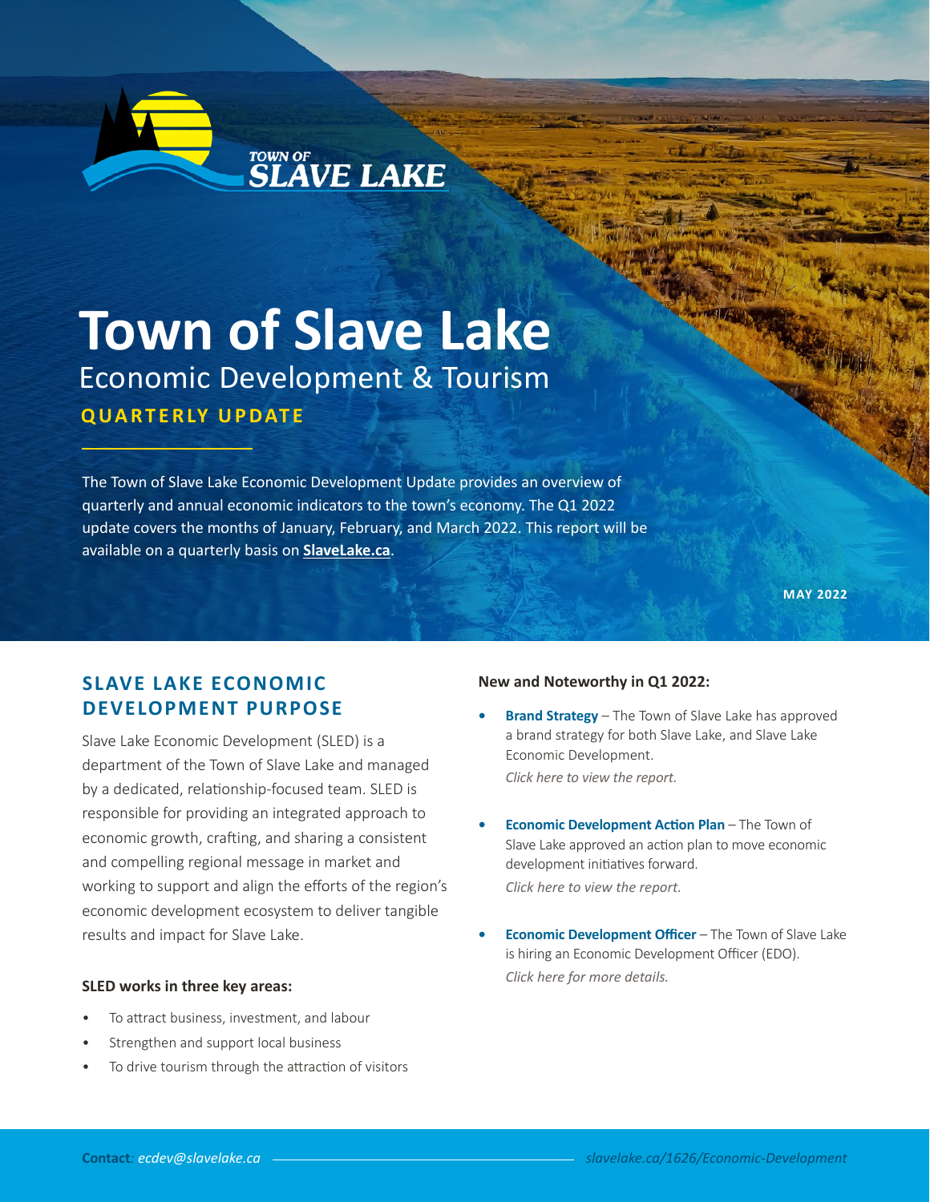# Town of Slave Lake

Economic Development & Tourism

**QUARTERLY UPDATE**

The Town of Slave Lake Economic Development Update provides an overview of quarterly and annual economic indicators to the town's economy. The Q1 2022 update covers the months of January, February, and March 2022. This report will be available on a quarterly basis on **SlaveLake.ca**.

**MAY 2022**

## SLAVE LAKE ECONOMIC DEVELOPMENT PURPOSE

Slave Lake Economic Development (SLED) is a department of the Town of Slave Lake and managed by a dedicated, relationship-focused team. SLED is responsible for providing an integrated approach to economic growth, crafting, and sharing a consistent and compelling regional message in market and working to support and align the efforts of the region's economic development ecosystem to deliver tangible results and impact for Slave Lake.

**SLED works in three key areas:**

- To attract business, investment, and labour
- Strengthen and support local business
- To drive tourism through the attraction of visitors

**New and Noteworthy in Q1 2022:**

- **Brand Strategy** – The Town of Slave Lake has approved a brand strategy for both Slave Lake, and Slave Lake Economic Development.
  *Click here to view the report.*
- **Economic Development Action Plan** – The Town of Slave Lake approved an action plan to move economic development initiatives forward.
  *Click here to view the report.*
- **Economic Development Officer** – The Town of Slave Lake is hiring an Economic Development Officer (EDO).
  *Click here for more details.*

**Contact**: *ecdev@slavelake.ca* — *slavelake.ca/1626/Economic-Development*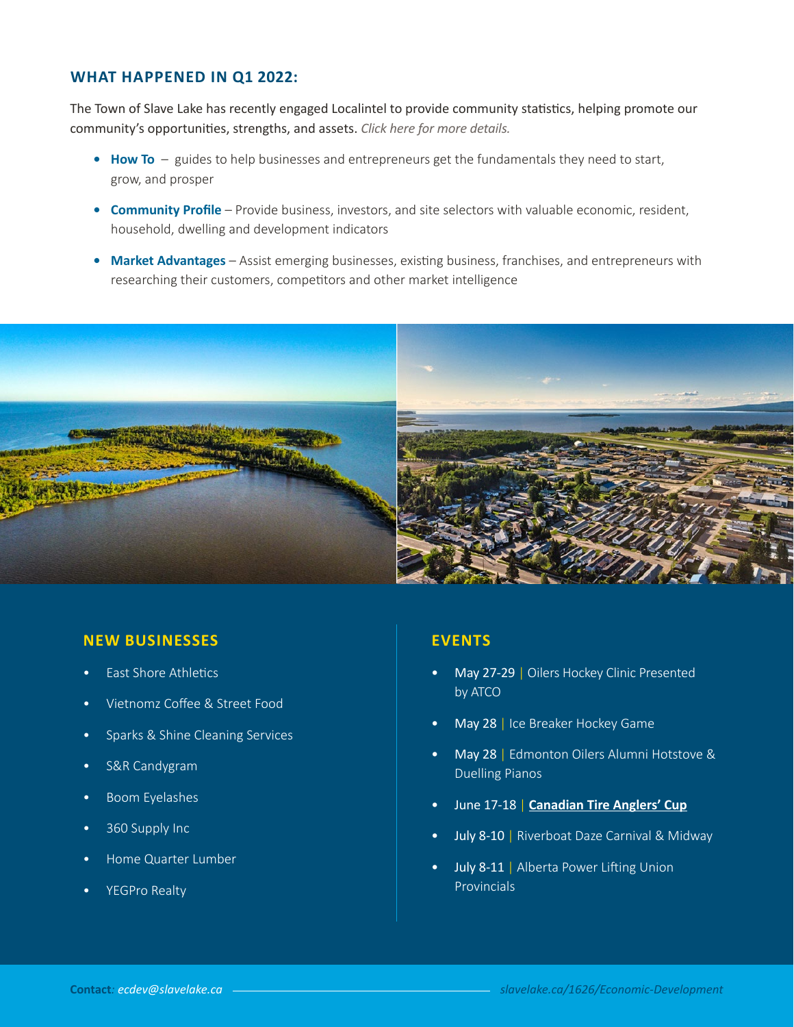## WHAT HAPPENED IN Q1 2022:

The Town of Slave Lake has recently engaged Localintel to provide community statistics, helping promote our community's opportunities, strengths, and assets. *Click here for more details.*

- **How To** – guides to help businesses and entrepreneurs get the fundamentals they need to start, grow, and prosper
- **Community Profile** – Provide business, investors, and site selectors with valuable economic, resident, household, dwelling and development indicators
- **Market Advantages** – Assist emerging businesses, existing business, franchises, and entrepreneurs with researching their customers, competitors and other market intelligence

## NEW BUSINESSES

- East Shore Athletics
- Vietnomz Coffee & Street Food
- Sparks & Shine Cleaning Services
- S&R Candygram
- Boom Eyelashes
- 360 Supply Inc
- Home Quarter Lumber
- YEGPro Realty

## EVENTS

- May 27-29 | Oilers Hockey Clinic Presented by ATCO
- May 28 | Ice Breaker Hockey Game
- May 28 | Edmonton Oilers Alumni Hotstove & Duelling Pianos
- June 17-18 | **Canadian Tire Anglers' Cup**
- July 8-10 | Riverboat Daze Carnival & Midway
- July 8-11 | Alberta Power Lifting Union Provincials

**Contact**: *ecdev@slavelake.ca* *slavelake.ca/1626/Economic-Development*